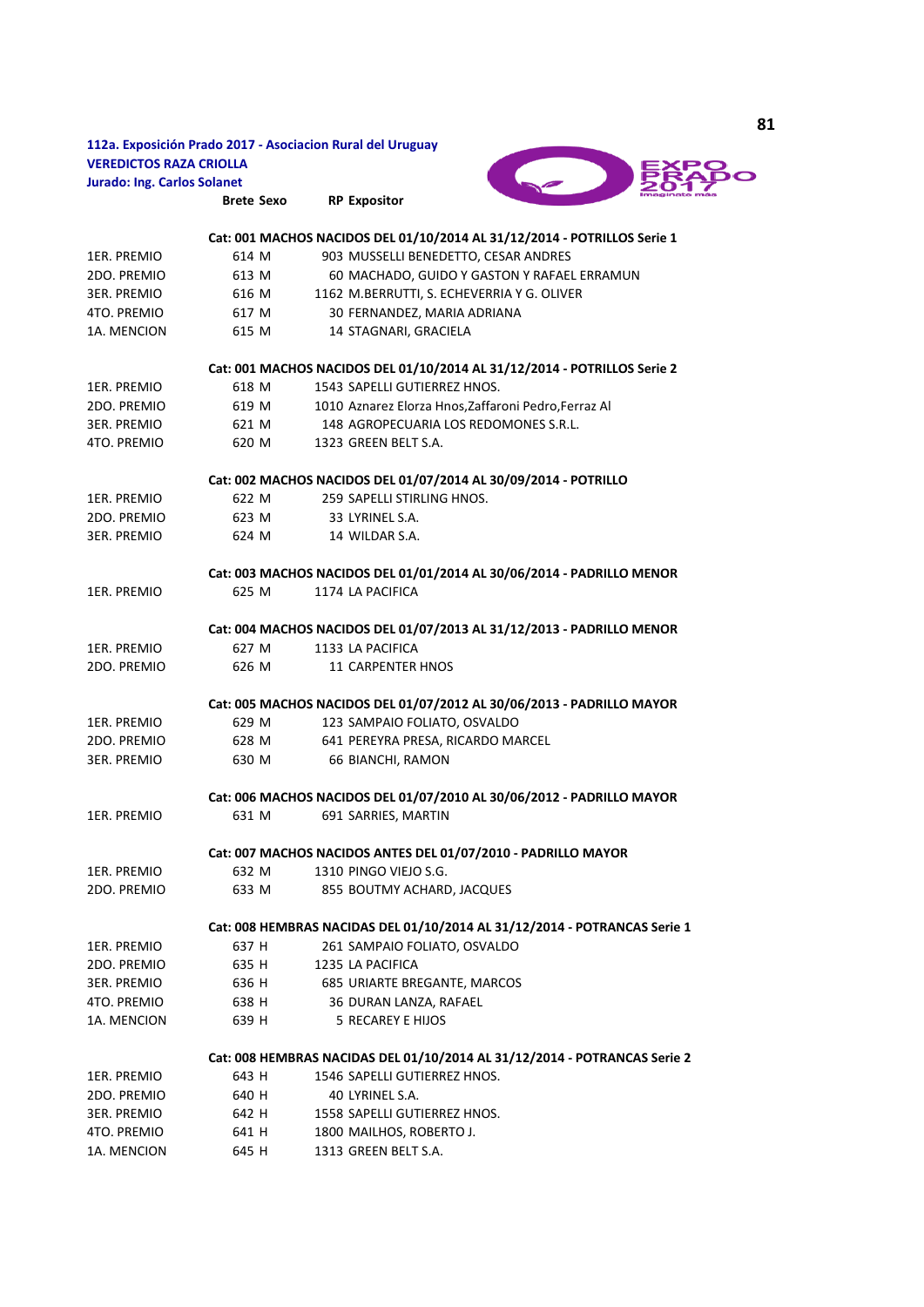**112a. Exposición Prado 2017 - Asociacion Rural del Uruguay**
**VEREDICTOS RAZA CRIOLLA**
**Jurado: Ing. Carlos Solanet**

| | Brete | Sexo | RP | Expositor |
|---|---|---|---|---|
| | | | | **Cat: 001 MACHOS NACIDOS DEL 01/10/2014 AL 31/12/2014 - POTRILLOS Serie 1** |
| 1ER. PREMIO | 614 | M | 903 | MUSSELLI BENEDETTO, CESAR ANDRES |
| 2DO. PREMIO | 613 | M | 60 | MACHADO, GUIDO Y GASTON Y RAFAEL ERRAMUN |
| 3ER. PREMIO | 616 | M | 1162 | M.BERRUTTI, S. ECHEVERRIA Y G. OLIVER |
| 4TO. PREMIO | 617 | M | 30 | FERNANDEZ, MARIA ADRIANA |
| 1A. MENCION | 615 | M | 14 | STAGNARI, GRACIELA |
| | | | | **Cat: 001 MACHOS NACIDOS DEL 01/10/2014 AL 31/12/2014 - POTRILLOS Serie 2** |
| 1ER. PREMIO | 618 | M | 1543 | SAPELLI GUTIERREZ HNOS. |
| 2DO. PREMIO | 619 | M | 1010 | Aznarez Elorza Hnos,Zaffaroni Pedro,Ferraz Al |
| 3ER. PREMIO | 621 | M | 148 | AGROPECUARIA LOS REDOMONES S.R.L. |
| 4TO. PREMIO | 620 | M | 1323 | GREEN BELT S.A. |
| | | | | **Cat: 002 MACHOS NACIDOS DEL 01/07/2014 AL 30/09/2014 - POTRILLO** |
| 1ER. PREMIO | 622 | M | 259 | SAPELLI STIRLING HNOS. |
| 2DO. PREMIO | 623 | M | 33 | LYRINEL S.A. |
| 3ER. PREMIO | 624 | M | 14 | WILDAR S.A. |
| | | | | **Cat: 003 MACHOS NACIDOS DEL 01/01/2014 AL 30/06/2014 - PADRILLO MENOR** |
| 1ER. PREMIO | 625 | M | 1174 | LA PACIFICA |
| | | | | **Cat: 004 MACHOS NACIDOS DEL 01/07/2013 AL 31/12/2013 - PADRILLO MENOR** |
| 1ER. PREMIO | 627 | M | 1133 | LA PACIFICA |
| 2DO. PREMIO | 626 | M | 11 | CARPENTER HNOS |
| | | | | **Cat: 005 MACHOS NACIDOS DEL 01/07/2012 AL 30/06/2013 - PADRILLO MAYOR** |
| 1ER. PREMIO | 629 | M | 123 | SAMPAIO FOLIATO, OSVALDO |
| 2DO. PREMIO | 628 | M | 641 | PEREYRA PRESA, RICARDO MARCEL |
| 3ER. PREMIO | 630 | M | 66 | BIANCHI, RAMON |
| | | | | **Cat: 006 MACHOS NACIDOS DEL 01/07/2010 AL 30/06/2012 - PADRILLO MAYOR** |
| 1ER. PREMIO | 631 | M | 691 | SARRIES, MARTIN |
| | | | | **Cat: 007 MACHOS NACIDOS ANTES DEL 01/07/2010 - PADRILLO MAYOR** |
| 1ER. PREMIO | 632 | M | 1310 | PINGO VIEJO S.G. |
| 2DO. PREMIO | 633 | M | 855 | BOUTMY ACHARD, JACQUES |
| | | | | **Cat: 008 HEMBRAS NACIDAS DEL 01/10/2014 AL 31/12/2014 - POTRANCAS Serie 1** |
| 1ER. PREMIO | 637 | H | 261 | SAMPAIO FOLIATO, OSVALDO |
| 2DO. PREMIO | 635 | H | 1235 | LA PACIFICA |
| 3ER. PREMIO | 636 | H | 685 | URIARTE BREGANTE, MARCOS |
| 4TO. PREMIO | 638 | H | 36 | DURAN LANZA, RAFAEL |
| 1A. MENCION | 639 | H | 5 | RECAREY E HIJOS |
| | | | | **Cat: 008 HEMBRAS NACIDAS DEL 01/10/2014 AL 31/12/2014 - POTRANCAS Serie 2** |
| 1ER. PREMIO | 643 | H | 1546 | SAPELLI GUTIERREZ HNOS. |
| 2DO. PREMIO | 640 | H | 40 | LYRINEL S.A. |
| 3ER. PREMIO | 642 | H | 1558 | SAPELLI GUTIERREZ HNOS. |
| 4TO. PREMIO | 641 | H | 1800 | MAILHOS, ROBERTO J. |
| 1A. MENCION | 645 | H | 1313 | GREEN BELT S.A. |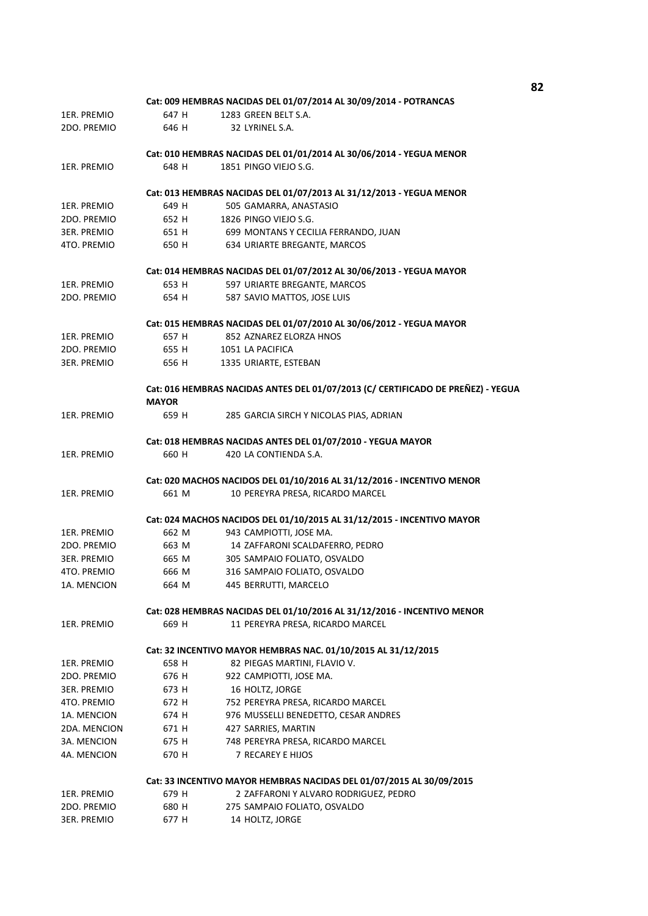**Cat: 009 HEMBRAS NACIDAS DEL 01/07/2014 AL 30/09/2014 - POTRANCAS**

| | | |
|---|---|---|
| 1ER. PREMIO | 647 H | 1283 GREEN BELT S.A. |
| 2DO. PREMIO | 646 H | 32 LYRINEL S.A. |

**Cat: 010 HEMBRAS NACIDAS DEL 01/01/2014 AL 30/06/2014 - YEGUA MENOR**

| | | |
|---|---|---|
| 1ER. PREMIO | 648 H | 1851 PINGO VIEJO S.G. |

**Cat: 013 HEMBRAS NACIDAS DEL 01/07/2013 AL 31/12/2013 - YEGUA MENOR**

| | | |
|---|---|---|
| 1ER. PREMIO | 649 H | 505 GAMARRA, ANASTASIO |
| 2DO. PREMIO | 652 H | 1826 PINGO VIEJO S.G. |
| 3ER. PREMIO | 651 H | 699 MONTANS Y CECILIA FERRANDO, JUAN |
| 4TO. PREMIO | 650 H | 634 URIARTE BREGANTE, MARCOS |

**Cat: 014 HEMBRAS NACIDAS DEL 01/07/2012 AL 30/06/2013 - YEGUA MAYOR**

| | | |
|---|---|---|
| 1ER. PREMIO | 653 H | 597 URIARTE BREGANTE, MARCOS |
| 2DO. PREMIO | 654 H | 587 SAVIO MATTOS, JOSE LUIS |

**Cat: 015 HEMBRAS NACIDAS DEL 01/07/2010 AL 30/06/2012 - YEGUA MAYOR**

| | | |
|---|---|---|
| 1ER. PREMIO | 657 H | 852 AZNAREZ ELORZA HNOS |
| 2DO. PREMIO | 655 H | 1051 LA PACIFICA |
| 3ER. PREMIO | 656 H | 1335 URIARTE, ESTEBAN |

**Cat: 016 HEMBRAS NACIDAS ANTES DEL 01/07/2013 (C/ CERTIFICADO DE PREÑEZ) - YEGUA MAYOR**

| | | |
|---|---|---|
| 1ER. PREMIO | 659 H | 285 GARCIA SIRCH Y NICOLAS PIAS, ADRIAN |

**Cat: 018 HEMBRAS NACIDAS ANTES DEL 01/07/2010 - YEGUA MAYOR**

| | | |
|---|---|---|
| 1ER. PREMIO | 660 H | 420 LA CONTIENDA S.A. |

**Cat: 020 MACHOS NACIDOS DEL 01/10/2016 AL 31/12/2016 - INCENTIVO MENOR**

| | | |
|---|---|---|
| 1ER. PREMIO | 661 M | 10 PEREYRA PRESA, RICARDO MARCEL |

**Cat: 024 MACHOS NACIDOS DEL 01/10/2015 AL 31/12/2015 - INCENTIVO MAYOR**

| | | |
|---|---|---|
| 1ER. PREMIO | 662 M | 943 CAMPIOTTI, JOSE MA. |
| 2DO. PREMIO | 663 M | 14 ZAFFARONI SCALDAFERRO, PEDRO |
| 3ER. PREMIO | 665 M | 305 SAMPAIO FOLIATO, OSVALDO |
| 4TO. PREMIO | 666 M | 316 SAMPAIO FOLIATO, OSVALDO |
| 1A. MENCION | 664 M | 445 BERRUTTI, MARCELO |

**Cat: 028 HEMBRAS NACIDAS DEL 01/10/2016 AL 31/12/2016 - INCENTIVO MENOR**

| | | |
|---|---|---|
| 1ER. PREMIO | 669 H | 11 PEREYRA PRESA, RICARDO MARCEL |

**Cat: 32 INCENTIVO MAYOR HEMBRAS NAC. 01/10/2015 AL 31/12/2015**

| | | |
|---|---|---|
| 1ER. PREMIO | 658 H | 82 PIEGAS MARTINI, FLAVIO V. |
| 2DO. PREMIO | 676 H | 922 CAMPIOTTI, JOSE MA. |
| 3ER. PREMIO | 673 H | 16 HOLTZ, JORGE |
| 4TO. PREMIO | 672 H | 752 PEREYRA PRESA, RICARDO MARCEL |
| 1A. MENCION | 674 H | 976 MUSSELLI BENEDETTO, CESAR ANDRES |
| 2DA. MENCION | 671 H | 427 SARRIES, MARTIN |
| 3A. MENCION | 675 H | 748 PEREYRA PRESA, RICARDO MARCEL |
| 4A. MENCION | 670 H | 7 RECAREY E HIJOS |

**Cat: 33 INCENTIVO MAYOR HEMBRAS NACIDAS DEL 01/07/2015 AL 30/09/2015**

| | | |
|---|---|---|
| 1ER. PREMIO | 679 H | 2 ZAFFARONI Y ALVARO RODRIGUEZ, PEDRO |
| 2DO. PREMIO | 680 H | 275 SAMPAIO FOLIATO, OSVALDO |
| 3ER. PREMIO | 677 H | 14 HOLTZ, JORGE |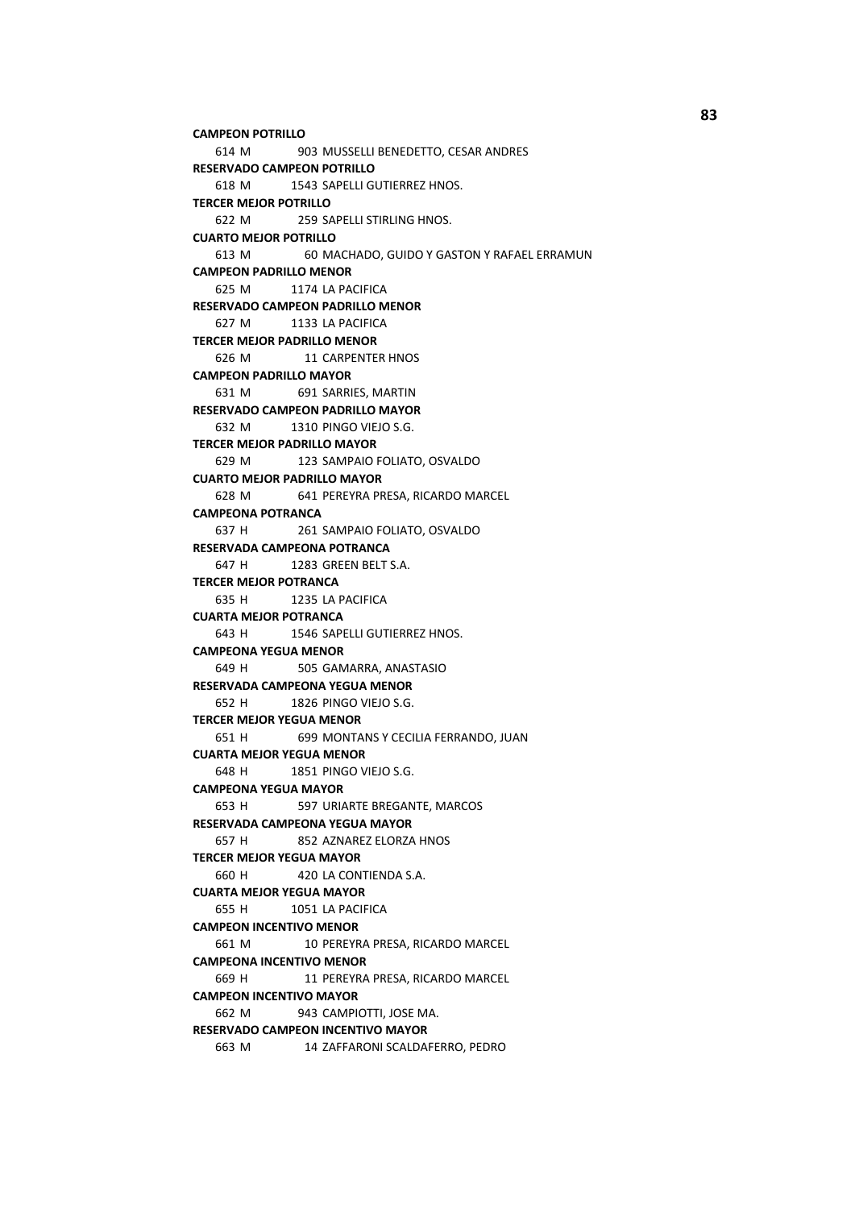**CAMPEON POTRILLO**

614 M 903 MUSSELLI BENEDETTO, CESAR ANDRES

**RESERVADO CAMPEON POTRILLO**

618 M 1543 SAPELLI GUTIERREZ HNOS.

**TERCER MEJOR POTRILLO**

622 M 259 SAPELLI STIRLING HNOS.

**CUARTO MEJOR POTRILLO**

613 M 60 MACHADO, GUIDO Y GASTON Y RAFAEL ERRAMUN

**CAMPEON PADRILLO MENOR**

625 M 1174 LA PACIFICA

**RESERVADO CAMPEON PADRILLO MENOR**

627 M 1133 LA PACIFICA

**TERCER MEJOR PADRILLO MENOR**

626 M 11 CARPENTER HNOS

**CAMPEON PADRILLO MAYOR**

631 M 691 SARRIES, MARTIN

**RESERVADO CAMPEON PADRILLO MAYOR**

632 M 1310 PINGO VIEJO S.G.

**TERCER MEJOR PADRILLO MAYOR**

629 M 123 SAMPAIO FOLIATO, OSVALDO

**CUARTO MEJOR PADRILLO MAYOR**

628 M 641 PEREYRA PRESA, RICARDO MARCEL

**CAMPEONA POTRANCA**

637 H 261 SAMPAIO FOLIATO, OSVALDO

**RESERVADA CAMPEONA POTRANCA**

647 H 1283 GREEN BELT S.A.

**TERCER MEJOR POTRANCA**

635 H 1235 LA PACIFICA

**CUARTA MEJOR POTRANCA**

643 H 1546 SAPELLI GUTIERREZ HNOS.

**CAMPEONA YEGUA MENOR**

649 H 505 GAMARRA, ANASTASIO

**RESERVADA CAMPEONA YEGUA MENOR**

652 H 1826 PINGO VIEJO S.G.

**TERCER MEJOR YEGUA MENOR**

651 H 699 MONTANS Y CECILIA FERRANDO, JUAN

**CUARTA MEJOR YEGUA MENOR**

648 H 1851 PINGO VIEJO S.G.

**CAMPEONA YEGUA MAYOR**

653 H 597 URIARTE BREGANTE, MARCOS

**RESERVADA CAMPEONA YEGUA MAYOR**

657 H 852 AZNAREZ ELORZA HNOS

**TERCER MEJOR YEGUA MAYOR**

660 H 420 LA CONTIENDA S.A.

**CUARTA MEJOR YEGUA MAYOR**

655 H 1051 LA PACIFICA

**CAMPEON INCENTIVO MENOR**

661 M 10 PEREYRA PRESA, RICARDO MARCEL

**CAMPEONA INCENTIVO MENOR**

669 H 11 PEREYRA PRESA, RICARDO MARCEL

**CAMPEON INCENTIVO MAYOR**

662 M 943 CAMPIOTTI, JOSE MA.

**RESERVADO CAMPEON INCENTIVO MAYOR**

663 M 14 ZAFFARONI SCALDAFERRO, PEDRO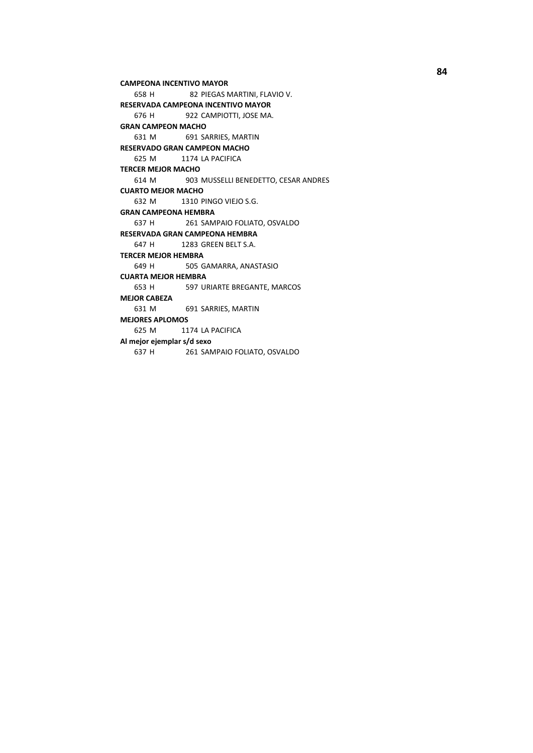**CAMPEONA INCENTIVO MAYOR**

658 H 82 PIEGAS MARTINI, FLAVIO V.

**RESERVADA CAMPEONA INCENTIVO MAYOR**

676 H 922 CAMPIOTTI, JOSE MA.

**GRAN CAMPEON MACHO**

631 M 691 SARRIES, MARTIN

**RESERVADO GRAN CAMPEON MACHO**

625 M 1174 LA PACIFICA

**TERCER MEJOR MACHO**

614 M 903 MUSSELLI BENEDETTO, CESAR ANDRES

**CUARTO MEJOR MACHO**

632 M 1310 PINGO VIEJO S.G.

**GRAN CAMPEONA HEMBRA**

637 H 261 SAMPAIO FOLIATO, OSVALDO

**RESERVADA GRAN CAMPEONA HEMBRA**

647 H 1283 GREEN BELT S.A.

**TERCER MEJOR HEMBRA**

649 H 505 GAMARRA, ANASTASIO

**CUARTA MEJOR HEMBRA**

653 H 597 URIARTE BREGANTE, MARCOS

**MEJOR CABEZA**

631 M 691 SARRIES, MARTIN

**MEJORES APLOMOS**

625 M 1174 LA PACIFICA

**Al mejor ejemplar s/d sexo**

637 H 261 SAMPAIO FOLIATO, OSVALDO